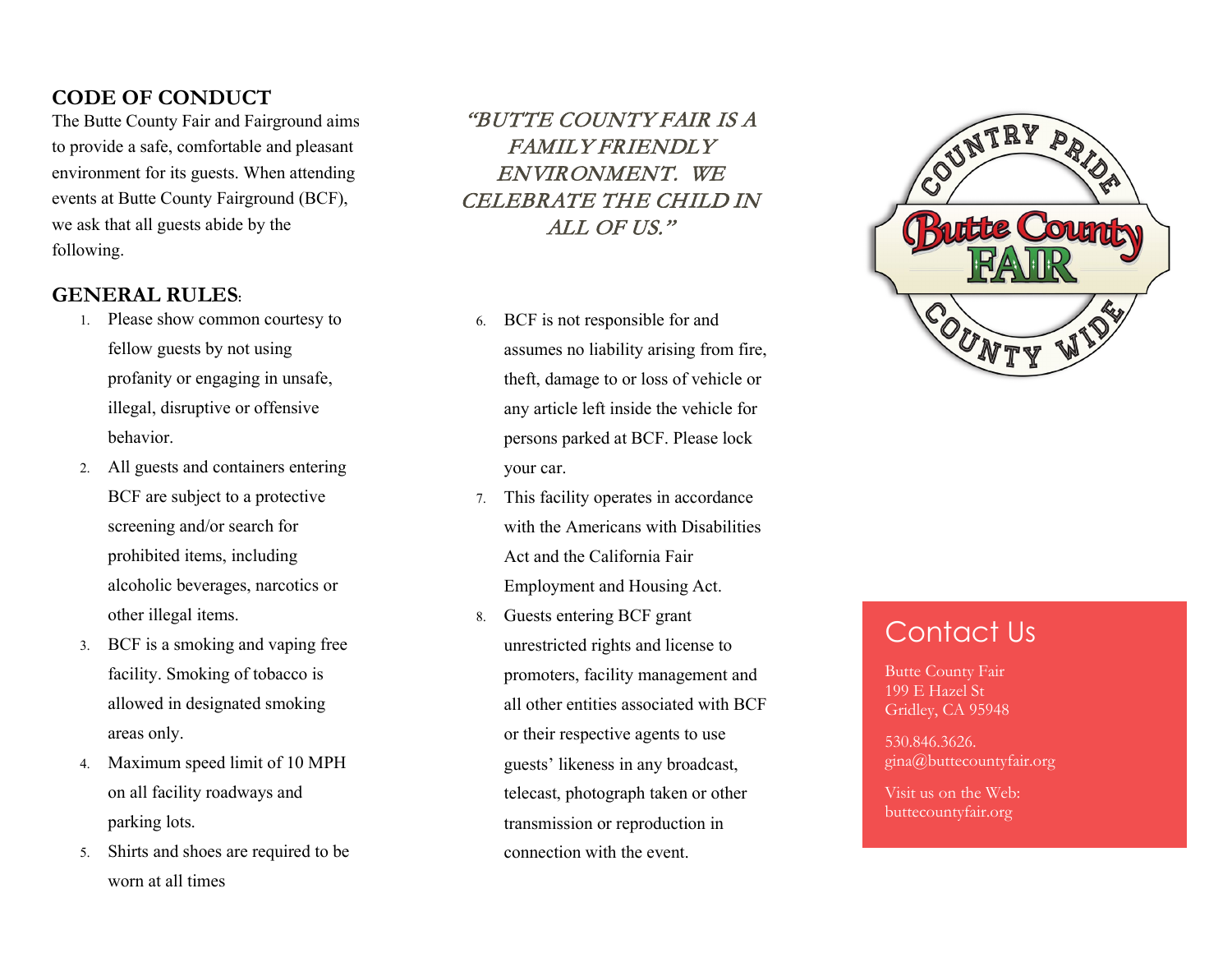## CODE OF CONDUCT

The Butte County Fair and Fairground aims to provide a safe, comfortable and pleasant environment for its guests. When attending events at Butte County Fairground (BCF), we ask that all guests abide by the following.

## GENERAL RULES:

1. Please show common courtesy to fellow guests by not using profanity or engaging in unsafe, illegal, disruptive or offensive behavior.
2. All guests and containers entering BCF are subject to a protective screening and/or search for prohibited items, including alcoholic beverages, narcotics or other illegal items.
3. BCF is a smoking and vaping free facility. Smoking of tobacco is allowed in designated smoking areas only.
4. Maximum speed limit of 10 MPH on all facility roadways and parking lots.
5. Shirts and shoes are required to be worn at all times
6. BCF is not responsible for and assumes no liability arising from fire, theft, damage to or loss of vehicle or any article left inside the vehicle for persons parked at BCF. Please lock your car.
7. This facility operates in accordance with the Americans with Disabilities Act and the California Fair Employment and Housing Act.
8. Guests entering BCF grant unrestricted rights and license to promoters, facility management and all other entities associated with BCF or their respective agents to use guests' likeness in any broadcast, telecast, photograph taken or other transmission or reproduction in connection with the event.

*"BUTTE COUNTY FAIR IS A FAMILY FRIENDLY ENVIRONMENT. WE CELEBRATE THE CHILD IN ALL OF US."*

COUNTRY PRIDE
Butte County
FAIR
COUNTY WIDE

## Contact Us

Butte County Fair
199 E Hazel St
Gridley, CA 95948

530.846.3626.
gina@buttecountyfair.org

Visit us on the Web:
buttecountyfair.org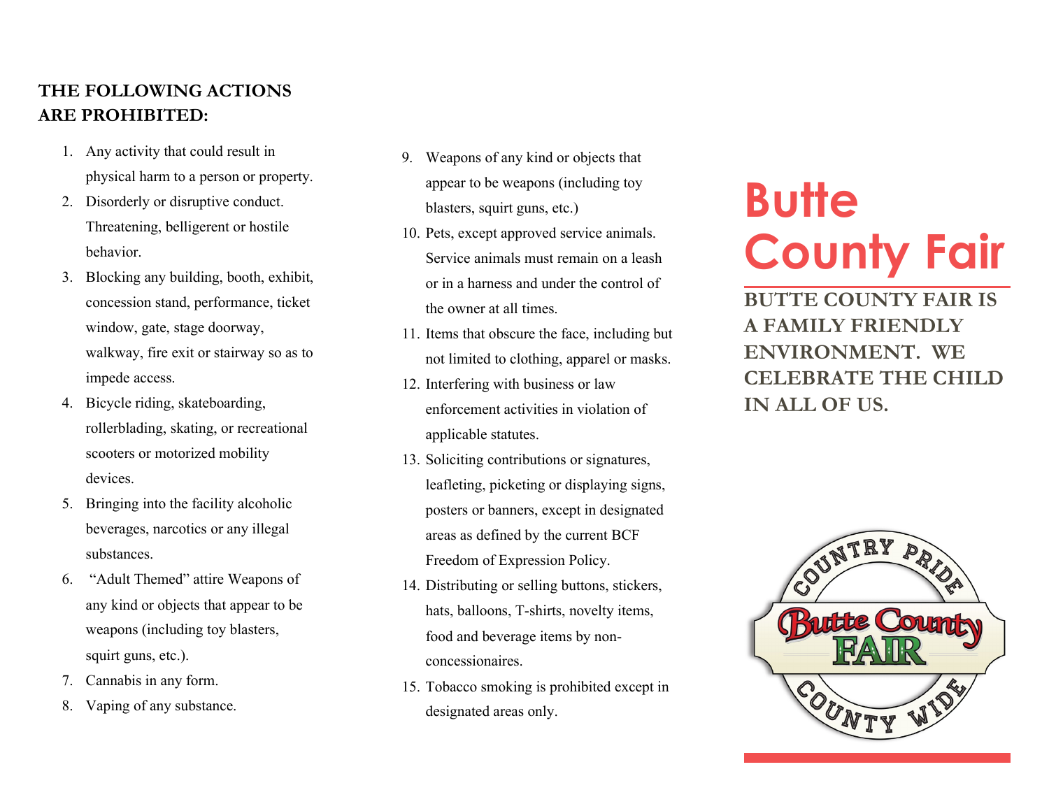**THE FOLLOWING ACTIONS ARE PROHIBITED:**

1. Any activity that could result in physical harm to a person or property.
2. Disorderly or disruptive conduct. Threatening, belligerent or hostile behavior.
3. Blocking any building, booth, exhibit, concession stand, performance, ticket window, gate, stage doorway, walkway, fire exit or stairway so as to impede access.
4. Bicycle riding, skateboarding, rollerblading, skating, or recreational scooters or motorized mobility devices.
5. Bringing into the facility alcoholic beverages, narcotics or any illegal substances.
6. "Adult Themed" attire Weapons of any kind or objects that appear to be weapons (including toy blasters, squirt guns, etc.).
7. Cannabis in any form.
8. Vaping of any substance.
9. Weapons of any kind or objects that appear to be weapons (including toy blasters, squirt guns, etc.)
10. Pets, except approved service animals. Service animals must remain on a leash or in a harness and under the control of the owner at all times.
11. Items that obscure the face, including but not limited to clothing, apparel or masks.
12. Interfering with business or law enforcement activities in violation of applicable statutes.
13. Soliciting contributions or signatures, leafleting, picketing or displaying signs, posters or banners, except in designated areas as defined by the current BCF Freedom of Expression Policy.
14. Distributing or selling buttons, stickers, hats, balloons, T-shirts, novelty items, food and beverage items by non-concessionaires.
15. Tobacco smoking is prohibited except in designated areas only.

# Butte County Fair

**BUTTE COUNTY FAIR IS A FAMILY FRIENDLY ENVIRONMENT. WE CELEBRATE THE CHILD IN ALL OF US.**

COUNTRY PRIDE
Butte County FAIR
COUNTY WIDE